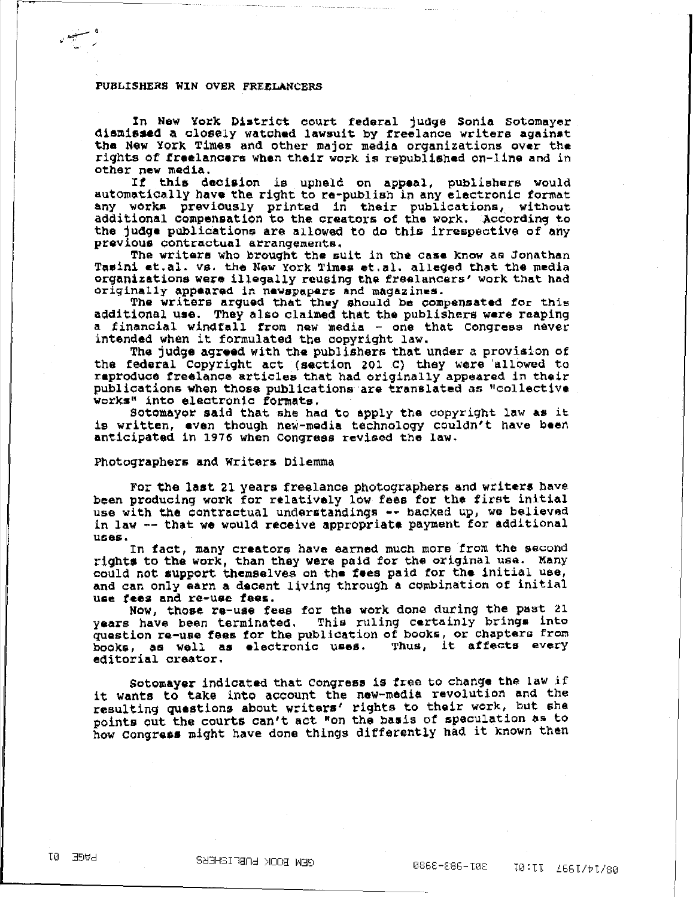PUBLISHERS WIN OVER FREELANCERS

In New York District court federal judge Sonia Sotomayer dismissed a closely watched lawsuit by freelance writers against the New York Times and other major media organizations over the rights of freelancers when their work is republished on-line and in other new media.

If this decision is upheld on appeal, publishers would automatically have the right to re-publish in any electronic format any works previously printed in their publications, without additional compensation to the creators of the work. According to the judge publications are allowed to do this irrespective of any previous contractual arrangements.

The writers who brought the suit in the case know as Jonathan Tasini et.al. vs. the New York Times et.al. alleged that the media organizations were illegally reusing the freelancers' work that had originally appeared in newspapers and magazines.

The writers argued that they should be compensated for this additional use. They also claimed that the publishers were reaping a financial windfall from new media - one that Congress never intended when it formulated the copyright law.

The judge agreed with the publishers that under a provision of the federal Copyright act (section 201 C) they were allowed to reproduce freelance articles that had originally appeared in their publications when those publications are translated as "collective works" into electronic formats.

Sotomayor said that she had to apply the copyright law as it is written, even though new-media technology couldn't have been anticipated in 1976 when Congress revised the law.

Photographers and Writers Dilemma

For the last 21 years freelance photographers and writers have been producing work for relatively low fees for the first initial use with the contractual understandings -- backed up, we believed in law -- that we would receive appropriate payment for additional uses.

In fact, many creators have earned much more from the second rights to the work, than they were paid for the original use. Many could not support themselves on the fees paid for the initial use, and can only earn a decent living through a combination of initial use fees and re-use fees.

Now, those re-use fees for the work done during the past 21 years have been terminated. This ruling certainly brings into question re-use fees for the publication of books, or chapters from books, as well as electronic uses. Thus, it affects every editorial creator.

Sotomayer indicated that Congress is free to change the law if it wants to take into account the new-media revolution and the resulting questions about writers' rights to their work, but she points out the courts can't act "on the basis of speculation as to how Congress might have done things differently had it known then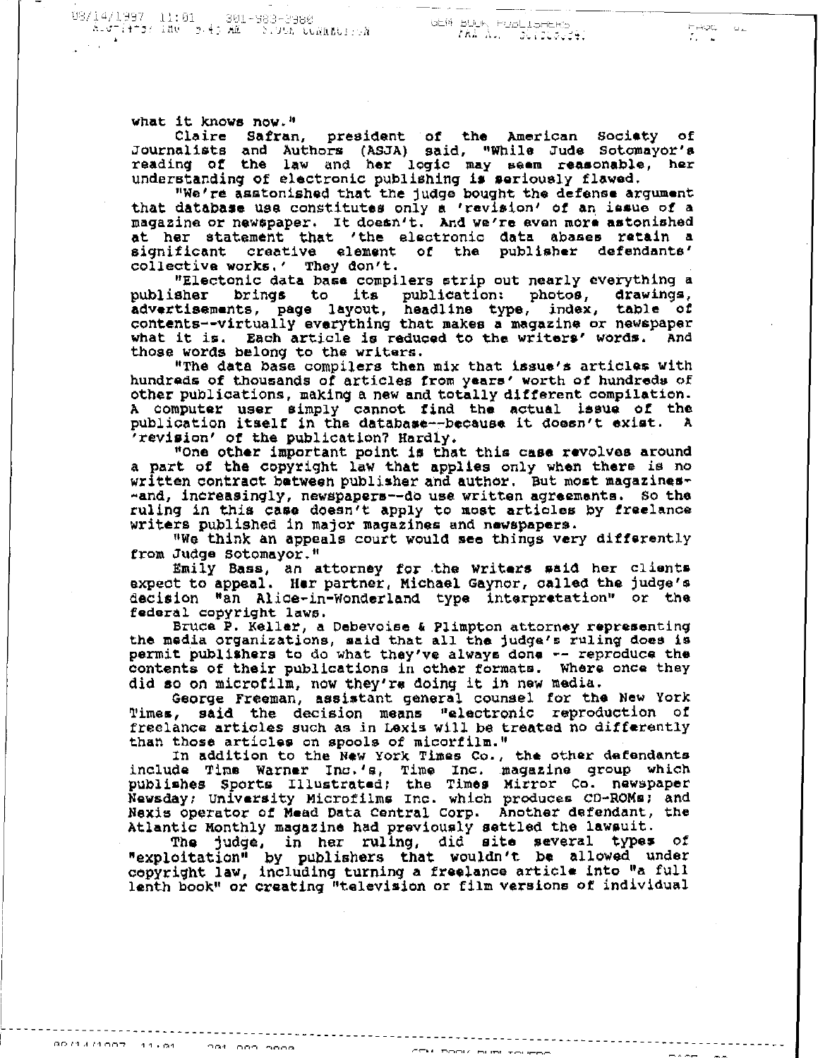what it knows now."

Claire Safran, president of the American Society of Journalists and Authors (ASJA) said, "While Jude Sotomayor's reading of the law and her logic may seem reasonable, her understanding of electronic publishing is seriously flawed.

"We're asstonished that the judge bought the defense argument that database use constitutes only a 'revision' of an issue of a magazine or newspaper. It doesn't. And we're even more astonished at her statement that 'the electronic data abases retain a significant creative element of the publisher defendants' collective works.' They don't.

"Electonic data base compilers strip out nearly everything a publisher brings to its publication: photos, drawings, advertisements, page layout, headline type, index, table of contents--virtually everything that makes a magazine or newspaper what it is. Each article is reduced to the writers' words. And those words belong to the writers.

"The data base compilers then mix that issue's articles with hundreds of thousands of articles from years' worth of hundreds of other publications, making a new and totally different compilation. A computer user simply cannot find the actual issue of the publication itself in the database--because it doesn't exist. A 'revision' of the publication? Hardly.

"One other important point is that this case revolves around a part of the copyright law that applies only when there is no written contract between publisher and author. But most magazines--and, increasingly, newspapers--do use written agreements. So the ruling in this case doesn't apply to most articles by freelance writers published in major magazines and newspapers.

"We think an appeals court would see things very differently from Judge Sotomayor."

Emily Bass, an attorney for the writers said her clients expect to appeal. Her partner, Michael Gaynor, called the judge's decision "an Alice-in-Wonderland type interpretation" or the federal copyright laws.

Bruce P. Keller, a Debevoise & Plimpton attorney representing the media organizations, said that all the judge's ruling does is permit publishers to do what they've always done -- reproduce the contents of their publications in other formats. Where once they did so on microfilm, now they're doing it in new media.

George Freeman, assistant general counsel for the New York Times, said the decision means "electronic reproduction of freelance articles such as in Lexis will be treated no differently than those articles on spools of micorfilm."

In addition to the New York Times Co., the other defendants include Time Warner Inc.'s, Time Inc. magazine group which publishes Sports Illustrated; the Times Mirror Co. newspaper Newsday; University Microfilms Inc. which produces CD-ROMs; and Nexis operator of Mead Data Central Corp. Another defendant, the Atlantic Monthly magazine had previously settled the lawsuit.

The judge, in her ruling, did site several types of "exploitation" by publishers that wouldn't be allowed under copyright law, including turning a freelance article into "a full lenth book" or creating "television or film versions of individual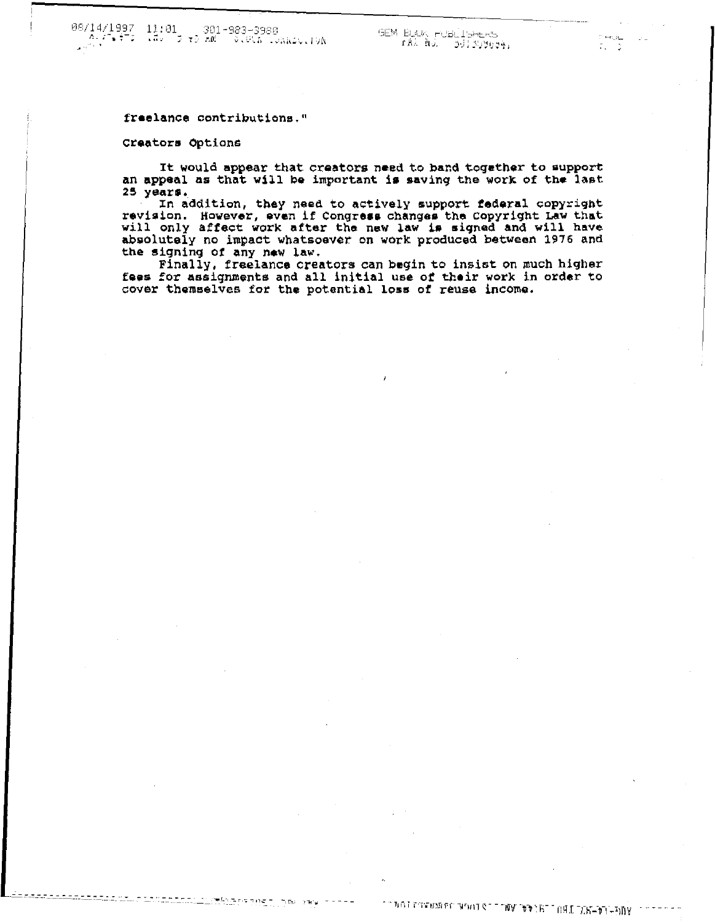freelance contributions."

Creators Options

It would appear that creators need to band together to support an appeal as that will be important is saving the work of the last 25 years.

In addition, they need to actively support federal copyright revision. However, even if Congress changes the Copyright Law that will only affect work after the new law is signed and will have absolutely no impact whatsoever on work produced between 1976 and the signing of any new law.

Finally, freelance creators can begin to insist on much higher fees for assignments and all initial use of their work in order to cover themselves for the potential loss of reuse income.